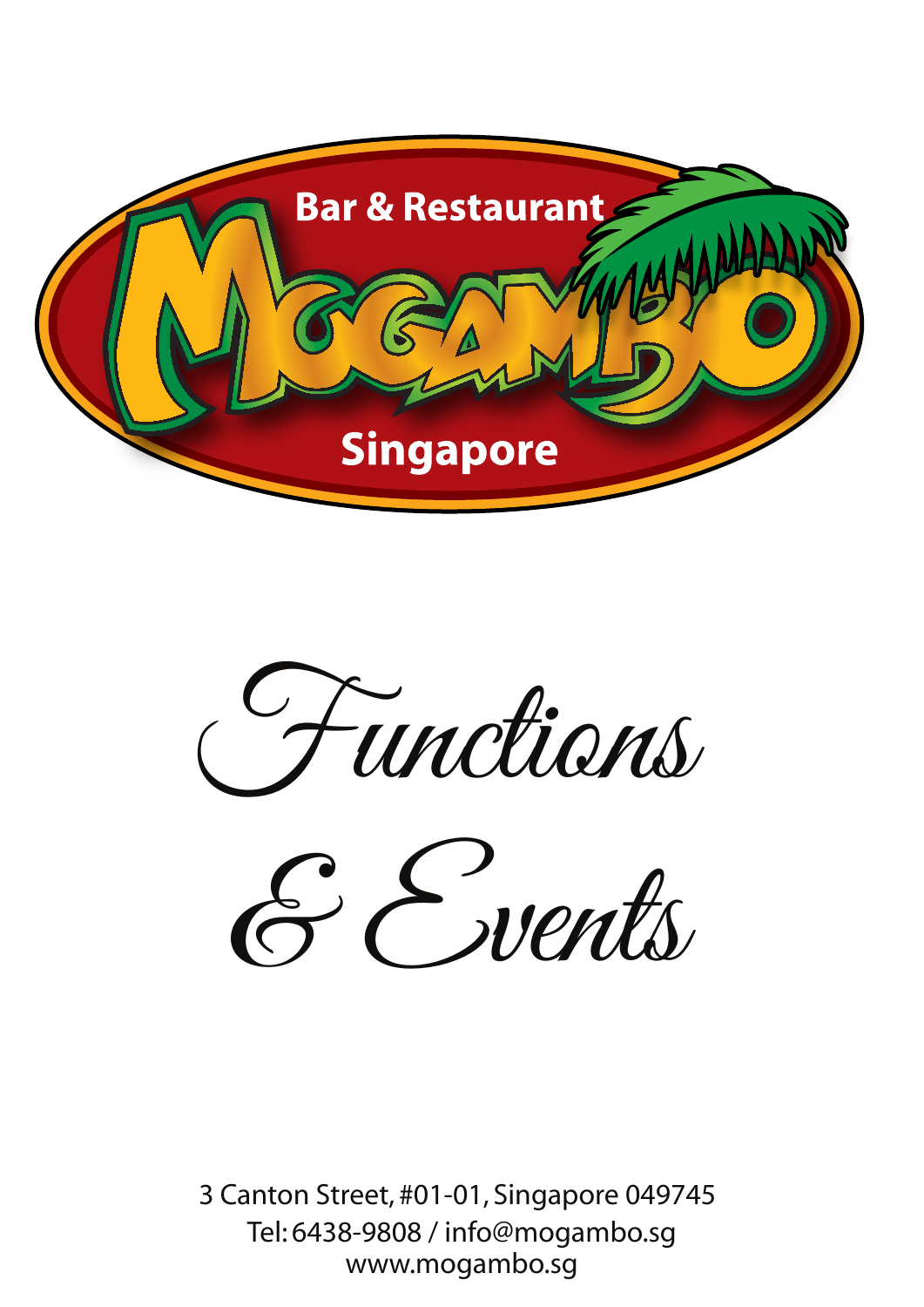Bar & Restaurant

# MOGAMBO

Singapore

# Functions

# & Events

3 Canton Street, #01-01, Singapore 049745
Tel: 6438-9808 / info@mogambo.sg
www.mogambo.sg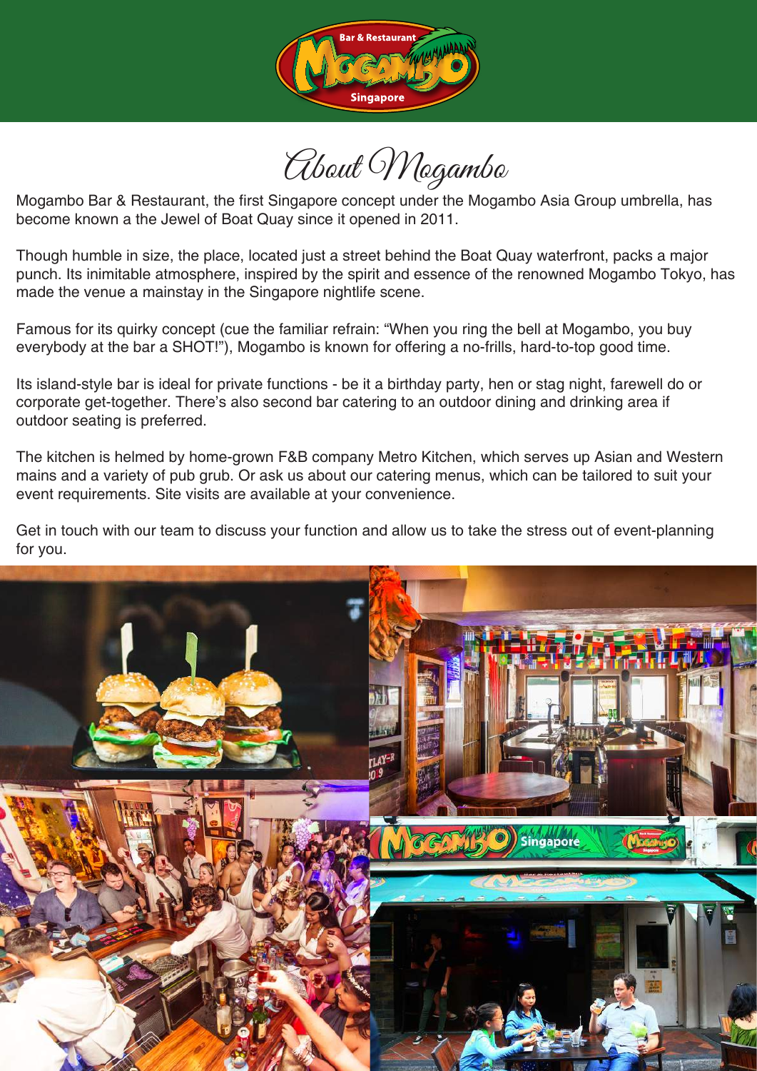# About Mogambo

Mogambo Bar & Restaurant, the first Singapore concept under the Mogambo Asia Group umbrella, has become known a the Jewel of Boat Quay since it opened in 2011.

Though humble in size, the place, located just a street behind the Boat Quay waterfront, packs a major punch. Its inimitable atmosphere, inspired by the spirit and essence of the renowned Mogambo Tokyo, has made the venue a mainstay in the Singapore nightlife scene.

Famous for its quirky concept (cue the familiar refrain: "When you ring the bell at Mogambo, you buy everybody at the bar a SHOT!"), Mogambo is known for offering a no-frills, hard-to-top good time.

Its island-style bar is ideal for private functions - be it a birthday party, hen or stag night, farewell do or corporate get-together. There's also second bar catering to an outdoor dining and drinking area if outdoor seating is preferred.

The kitchen is helmed by home-grown F&B company Metro Kitchen, which serves up Asian and Western mains and a variety of pub grub. Or ask us about our catering menus, which can be tailored to suit your event requirements. Site visits are available at your convenience.

Get in touch with our team to discuss your function and allow us to take the stress out of event-planning for you.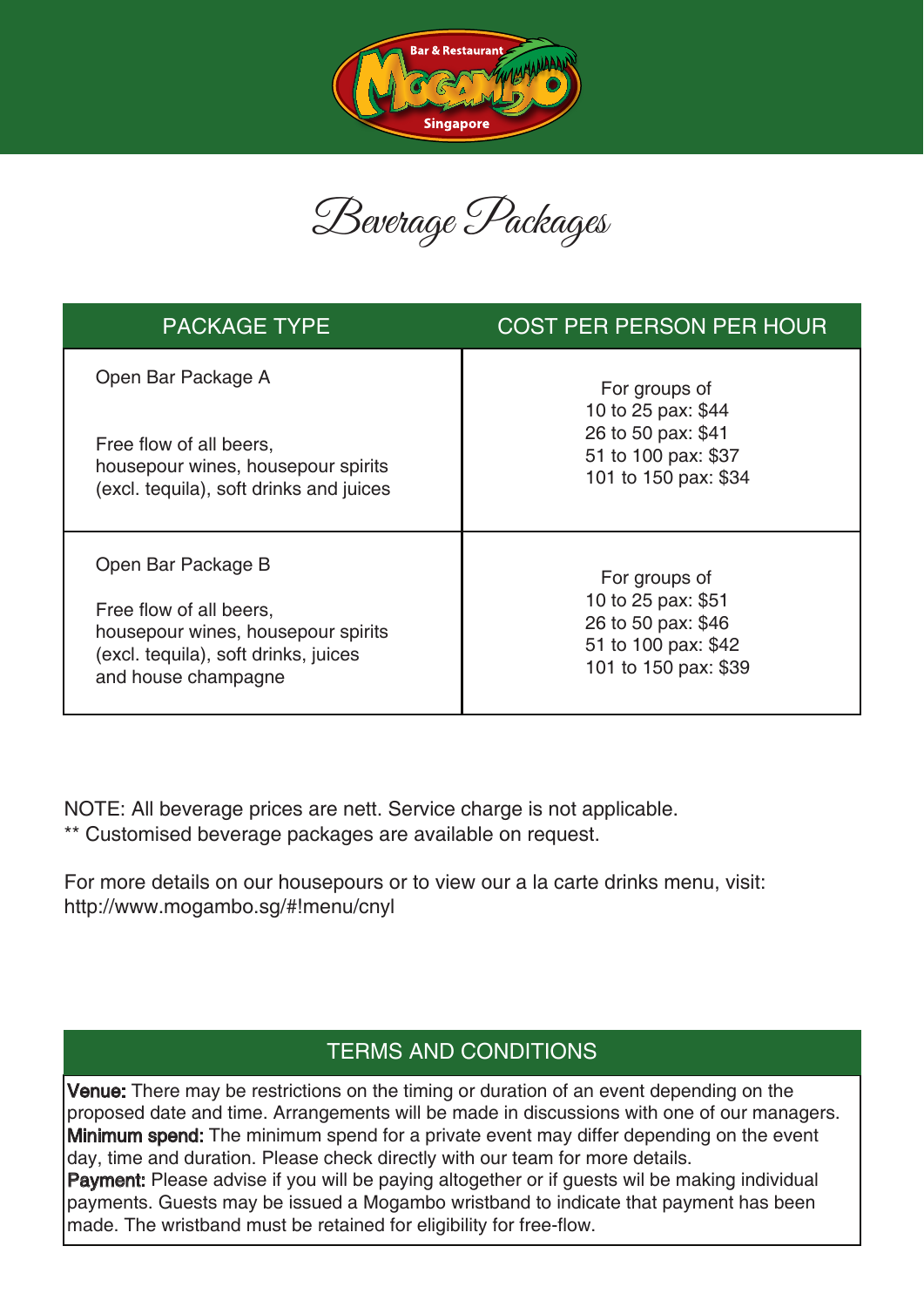# Beverage Packages

| PACKAGE TYPE | COST PER PERSON PER HOUR |
| --- | --- |
| Open Bar Package A<br><br>Free flow of all beers, housepour wines, housepour spirits (excl. tequila), soft drinks and juices | For groups of<br>10 to 25 pax: $44<br>26 to 50 pax: $41<br>51 to 100 pax: $37<br>101 to 150 pax: $34 |
| Open Bar Package B<br><br>Free flow of all beers, housepour wines, housepour spirits (excl. tequila), soft drinks, juices and house champagne | For groups of<br>10 to 25 pax: $51<br>26 to 50 pax: $46<br>51 to 100 pax: $42<br>101 to 150 pax: $39 |

NOTE: All beverage prices are nett. Service charge is not applicable.
** Customised beverage packages are available on request.

For more details on our housepours or to view our a la carte drinks menu, visit:
http://www.mogambo.sg/#!menu/cnyl

## TERMS AND CONDITIONS

**Venue:** There may be restrictions on the timing or duration of an event depending on the proposed date and time. Arrangements will be made in discussions with one of our managers.
**Minimum spend:** The minimum spend for a private event may differ depending on the event day, time and duration. Please check directly with our team for more details.
**Payment:** Please advise if you will be paying altogether or if guests wil be making individual payments. Guests may be issued a Mogambo wristband to indicate that payment has been made. The wristband must be retained for eligibility for free-flow.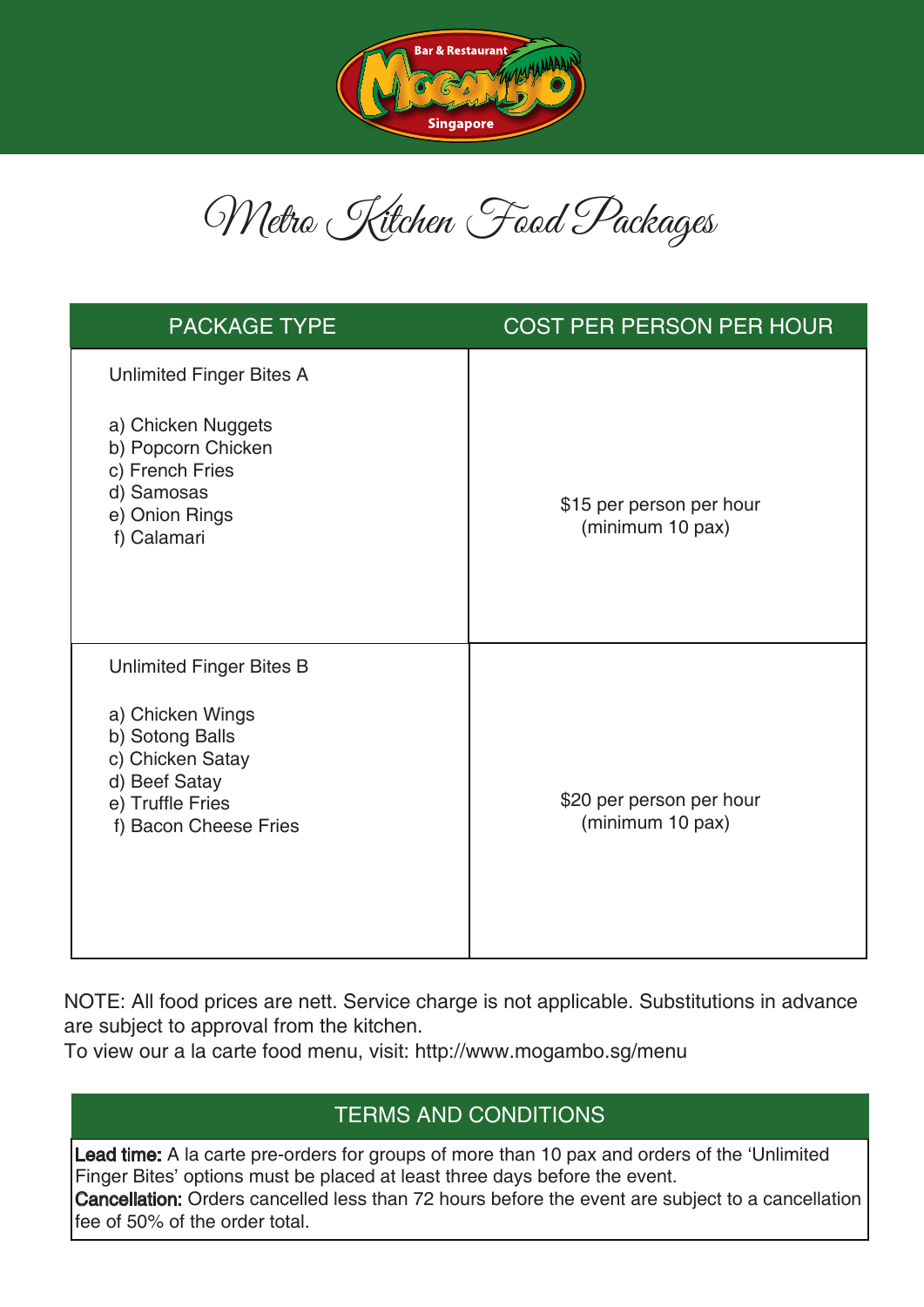Bar & Restaurant
MOGAMBO
Singapore

# Metro Kitchen Food Packages

| PACKAGE TYPE | COST PER PERSON PER HOUR |
|---|---|
| Unlimited Finger Bites A<br><br>a) Chicken Nuggets<br>b) Popcorn Chicken<br>c) French Fries<br>d) Samosas<br>e) Onion Rings<br>f) Calamari | $15 per person per hour<br>(minimum 10 pax) |
| Unlimited Finger Bites B<br><br>a) Chicken Wings<br>b) Sotong Balls<br>c) Chicken Satay<br>d) Beef Satay<br>e) Truffle Fries<br>f) Bacon Cheese Fries | $20 per person per hour<br>(minimum 10 pax) |

NOTE: All food prices are nett. Service charge is not applicable. Substitutions in advance are subject to approval from the kitchen.
To view our a la carte food menu, visit: http://www.mogambo.sg/menu

## TERMS AND CONDITIONS

**Lead time:** A la carte pre-orders for groups of more than 10 pax and orders of the 'Unlimited Finger Bites' options must be placed at least three days before the event.
**Cancellation:** Orders cancelled less than 72 hours before the event are subject to a cancellation fee of 50% of the order total.